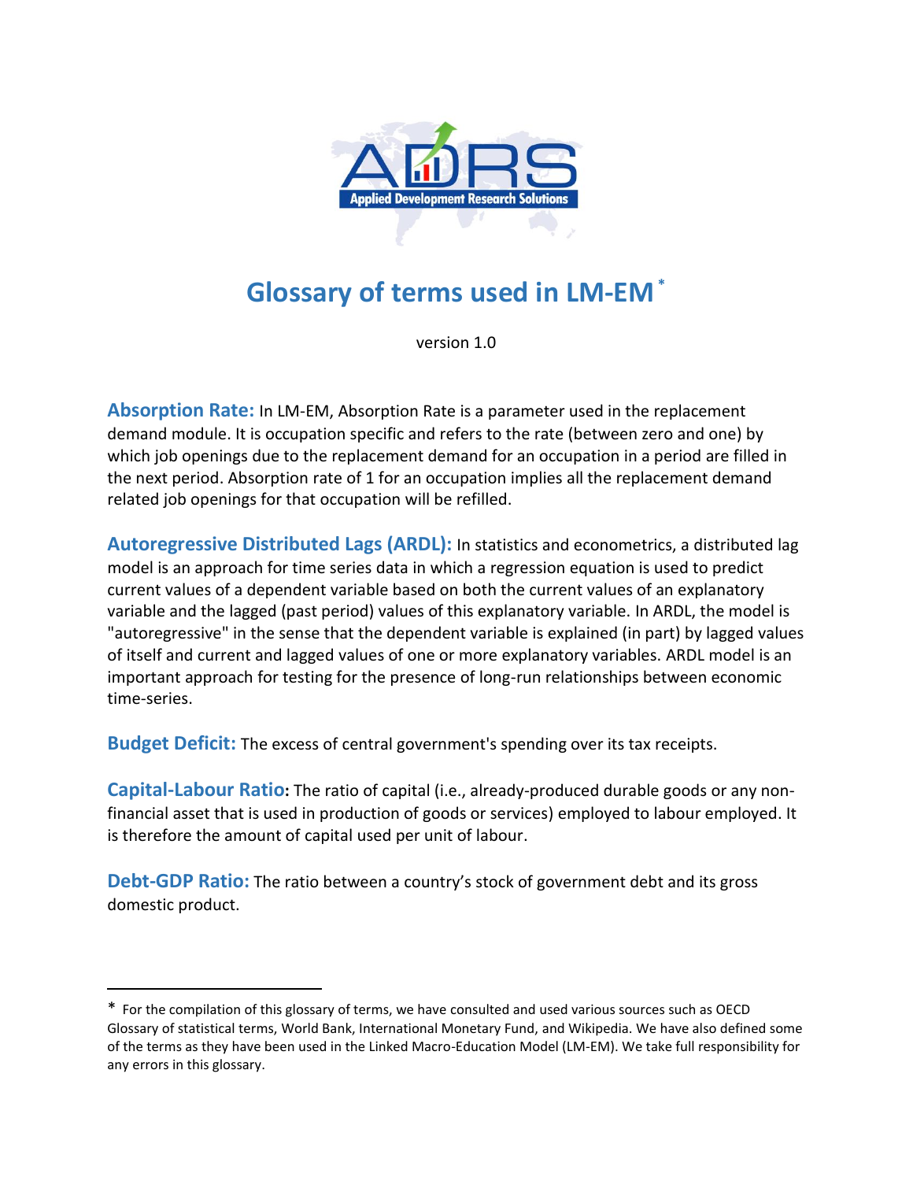# Glossary of terms used in LM-EM[*]

version 1.0

**Absorption Rate:** In LM-EM, Absorption Rate is a parameter used in the replacement demand module. It is occupation specific and refers to the rate (between zero and one) by which job openings due to the replacement demand for an occupation in a period are filled in the next period. Absorption rate of 1 for an occupation implies all the replacement demand related job openings for that occupation will be refilled.

**Autoregressive Distributed Lags (ARDL):** In statistics and econometrics, a distributed lag model is an approach for time series data in which a regression equation is used to predict current values of a dependent variable based on both the current values of an explanatory variable and the lagged (past period) values of this explanatory variable. In ARDL, the model is "autoregressive" in the sense that the dependent variable is explained (in part) by lagged values of itself and current and lagged values of one or more explanatory variables. ARDL model is an important approach for testing for the presence of long-run relationships between economic time-series.

**Budget Deficit:** The excess of central government's spending over its tax receipts.

**Capital-Labour Ratio:** The ratio of capital (i.e., already-produced durable goods or any non-financial asset that is used in production of goods or services) employed to labour employed. It is therefore the amount of capital used per unit of labour.

**Debt-GDP Ratio:** The ratio between a country's stock of government debt and its gross domestic product.

---

[*] For the compilation of this glossary of terms, we have consulted and used various sources such as OECD Glossary of statistical terms, World Bank, International Monetary Fund, and Wikipedia. We have also defined some of the terms as they have been used in the Linked Macro-Education Model (LM-EM). We take full responsibility for any errors in this glossary.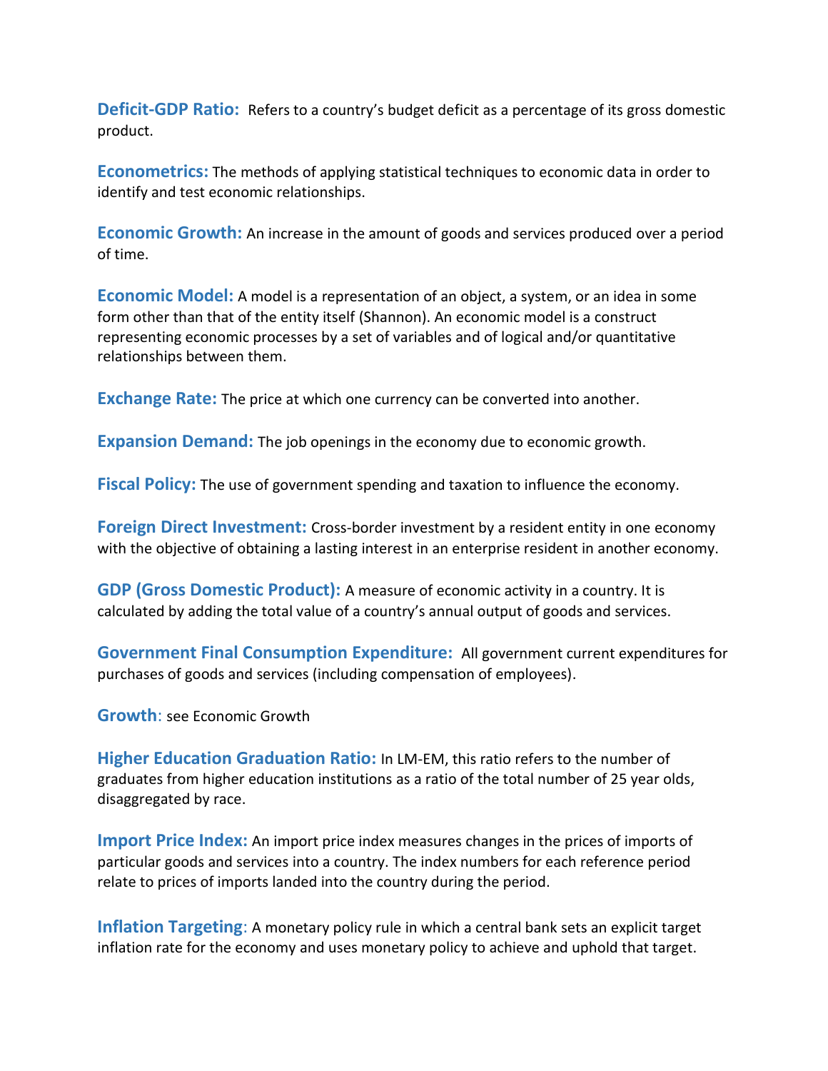**Deficit-GDP Ratio:** Refers to a country's budget deficit as a percentage of its gross domestic product.

**Econometrics:** The methods of applying statistical techniques to economic data in order to identify and test economic relationships.

**Economic Growth:** An increase in the amount of goods and services produced over a period of time.

**Economic Model:** A model is a representation of an object, a system, or an idea in some form other than that of the entity itself (Shannon). An economic model is a construct representing economic processes by a set of variables and of logical and/or quantitative relationships between them.

**Exchange Rate:** The price at which one currency can be converted into another.

**Expansion Demand:** The job openings in the economy due to economic growth.

**Fiscal Policy:** The use of government spending and taxation to influence the economy.

**Foreign Direct Investment:** Cross-border investment by a resident entity in one economy with the objective of obtaining a lasting interest in an enterprise resident in another economy.

**GDP (Gross Domestic Product):** A measure of economic activity in a country. It is calculated by adding the total value of a country's annual output of goods and services.

**Government Final Consumption Expenditure:** All government current expenditures for purchases of goods and services (including compensation of employees).

**Growth**: see Economic Growth

**Higher Education Graduation Ratio:** In LM-EM, this ratio refers to the number of graduates from higher education institutions as a ratio of the total number of 25 year olds, disaggregated by race.

**Import Price Index:** An import price index measures changes in the prices of imports of particular goods and services into a country. The index numbers for each reference period relate to prices of imports landed into the country during the period.

**Inflation Targeting**: A monetary policy rule in which a central bank sets an explicit target inflation rate for the economy and uses monetary policy to achieve and uphold that target.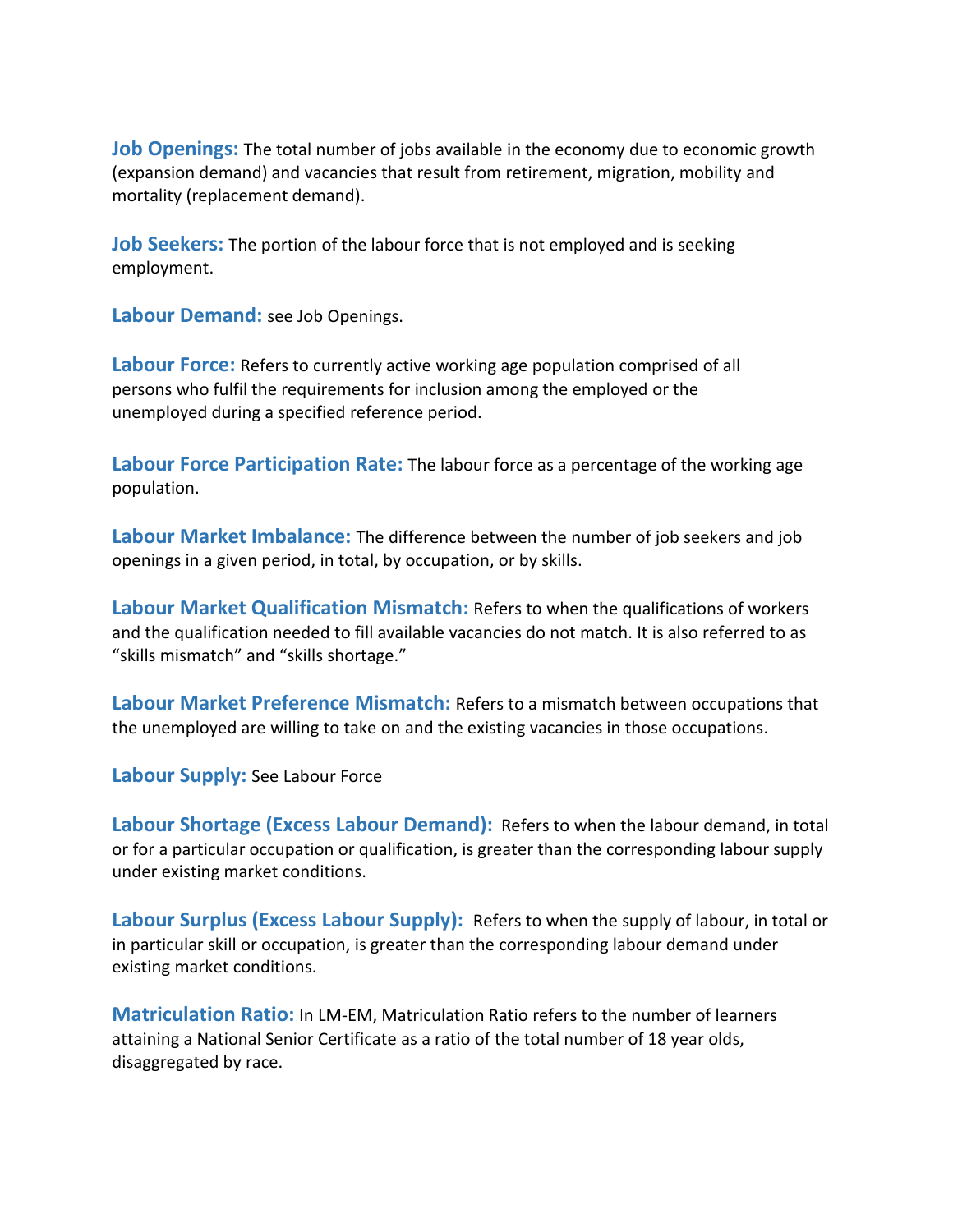**Job Openings:** The total number of jobs available in the economy due to economic growth (expansion demand) and vacancies that result from retirement, migration, mobility and mortality (replacement demand).

**Job Seekers:** The portion of the labour force that is not employed and is seeking employment.

**Labour Demand:** see Job Openings.

**Labour Force:** Refers to currently active working age population comprised of all persons who fulfil the requirements for inclusion among the employed or the unemployed during a specified reference period.

**Labour Force Participation Rate:** The labour force as a percentage of the working age population.

**Labour Market Imbalance:** The difference between the number of job seekers and job openings in a given period, in total, by occupation, or by skills.

**Labour Market Qualification Mismatch:** Refers to when the qualifications of workers and the qualification needed to fill available vacancies do not match. It is also referred to as "skills mismatch" and "skills shortage."

**Labour Market Preference Mismatch:** Refers to a mismatch between occupations that the unemployed are willing to take on and the existing vacancies in those occupations.

**Labour Supply:** See Labour Force

**Labour Shortage (Excess Labour Demand):** Refers to when the labour demand, in total or for a particular occupation or qualification, is greater than the corresponding labour supply under existing market conditions.

**Labour Surplus (Excess Labour Supply):** Refers to when the supply of labour, in total or in particular skill or occupation, is greater than the corresponding labour demand under existing market conditions.

**Matriculation Ratio:** In LM-EM, Matriculation Ratio refers to the number of learners attaining a National Senior Certificate as a ratio of the total number of 18 year olds, disaggregated by race.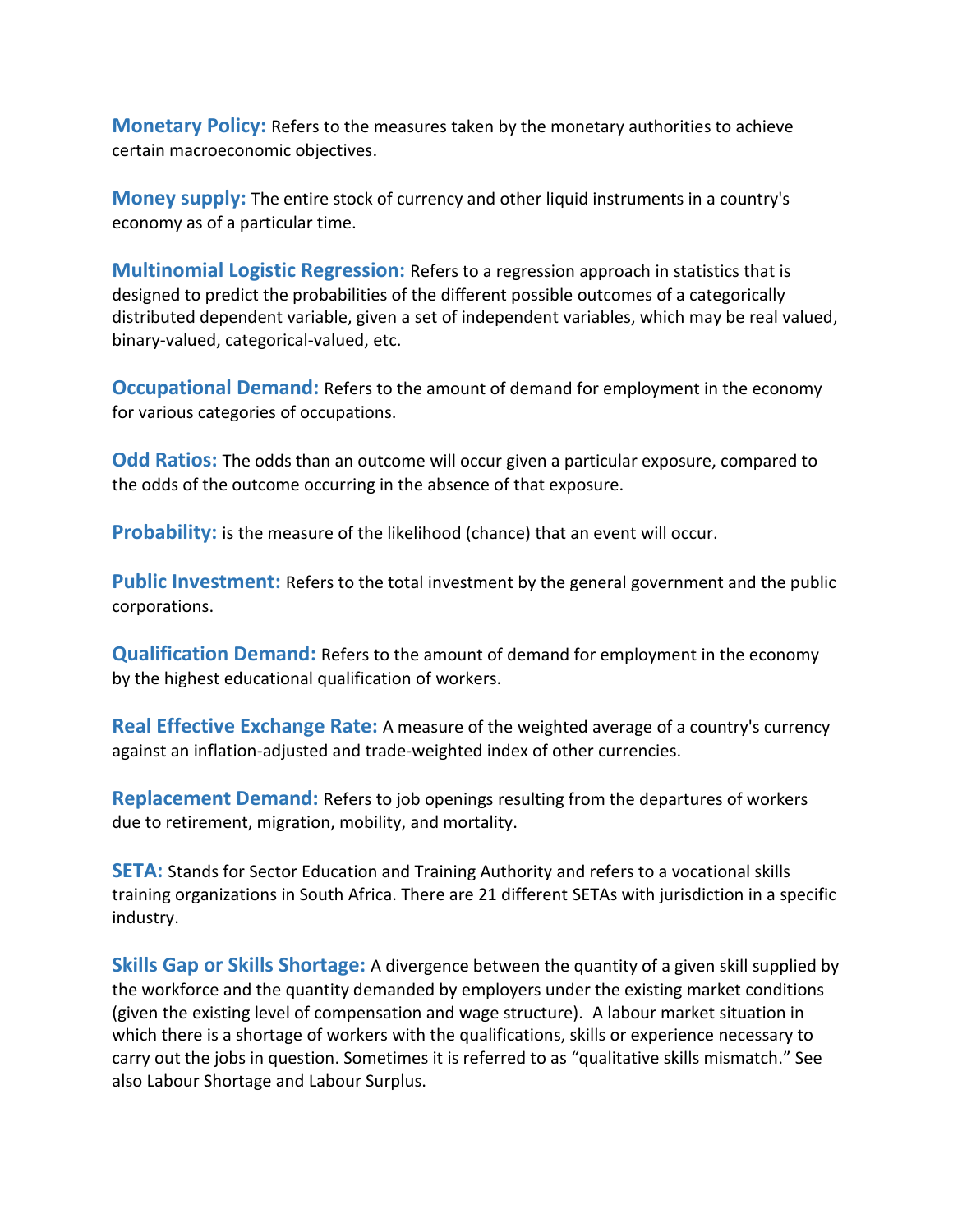**Monetary Policy:** Refers to the measures taken by the monetary authorities to achieve certain macroeconomic objectives.

**Money supply:** The entire stock of currency and other liquid instruments in a country's economy as of a particular time.

**Multinomial Logistic Regression:** Refers to a regression approach in statistics that is designed to predict the probabilities of the different possible outcomes of a categorically distributed dependent variable, given a set of independent variables, which may be real valued, binary-valued, categorical-valued, etc.

**Occupational Demand:** Refers to the amount of demand for employment in the economy for various categories of occupations.

**Odd Ratios:** The odds than an outcome will occur given a particular exposure, compared to the odds of the outcome occurring in the absence of that exposure.

**Probability:** is the measure of the likelihood (chance) that an event will occur.

**Public Investment:** Refers to the total investment by the general government and the public corporations.

**Qualification Demand:** Refers to the amount of demand for employment in the economy by the highest educational qualification of workers.

**Real Effective Exchange Rate:** A measure of the weighted average of a country's currency against an inflation-adjusted and trade-weighted index of other currencies.

**Replacement Demand:** Refers to job openings resulting from the departures of workers due to retirement, migration, mobility, and mortality.

**SETA:** Stands for Sector Education and Training Authority and refers to a vocational skills training organizations in South Africa. There are 21 different SETAs with jurisdiction in a specific industry.

**Skills Gap or Skills Shortage:** A divergence between the quantity of a given skill supplied by the workforce and the quantity demanded by employers under the existing market conditions (given the existing level of compensation and wage structure). A labour market situation in which there is a shortage of workers with the qualifications, skills or experience necessary to carry out the jobs in question. Sometimes it is referred to as "qualitative skills mismatch." See also Labour Shortage and Labour Surplus.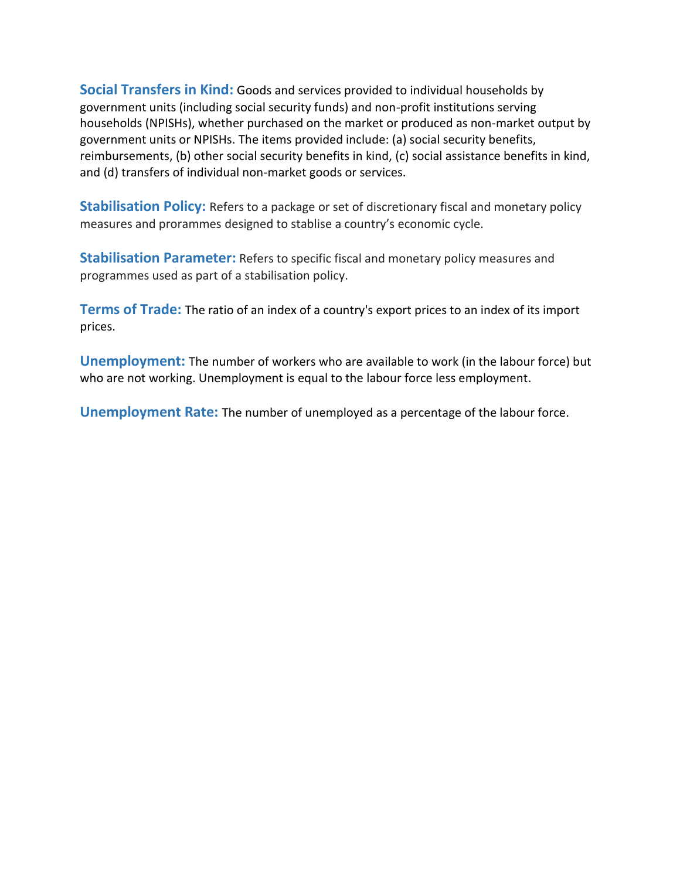**Social Transfers in Kind:** Goods and services provided to individual households by government units (including social security funds) and non-profit institutions serving households (NPISHs), whether purchased on the market or produced as non-market output by government units or NPISHs. The items provided include: (a) social security benefits, reimbursements, (b) other social security benefits in kind, (c) social assistance benefits in kind, and (d) transfers of individual non-market goods or services.

**Stabilisation Policy:** Refers to a package or set of discretionary fiscal and monetary policy measures and prorammes designed to stablise a country's economic cycle.

**Stabilisation Parameter:** Refers to specific fiscal and monetary policy measures and programmes used as part of a stabilisation policy.

**Terms of Trade:** The ratio of an index of a country's export prices to an index of its import prices.

**Unemployment:** The number of workers who are available to work (in the labour force) but who are not working. Unemployment is equal to the labour force less employment.

**Unemployment Rate:** The number of unemployed as a percentage of the labour force.